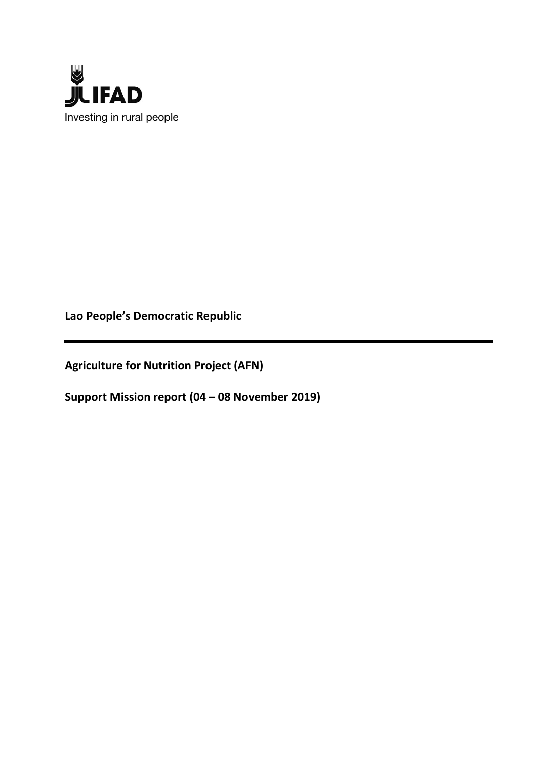IFAD

Investing in rural people

**Lao People's Democratic Republic**

---

**Agriculture for Nutrition Project (AFN)**

**Support Mission report (04 – 08 November 2019)**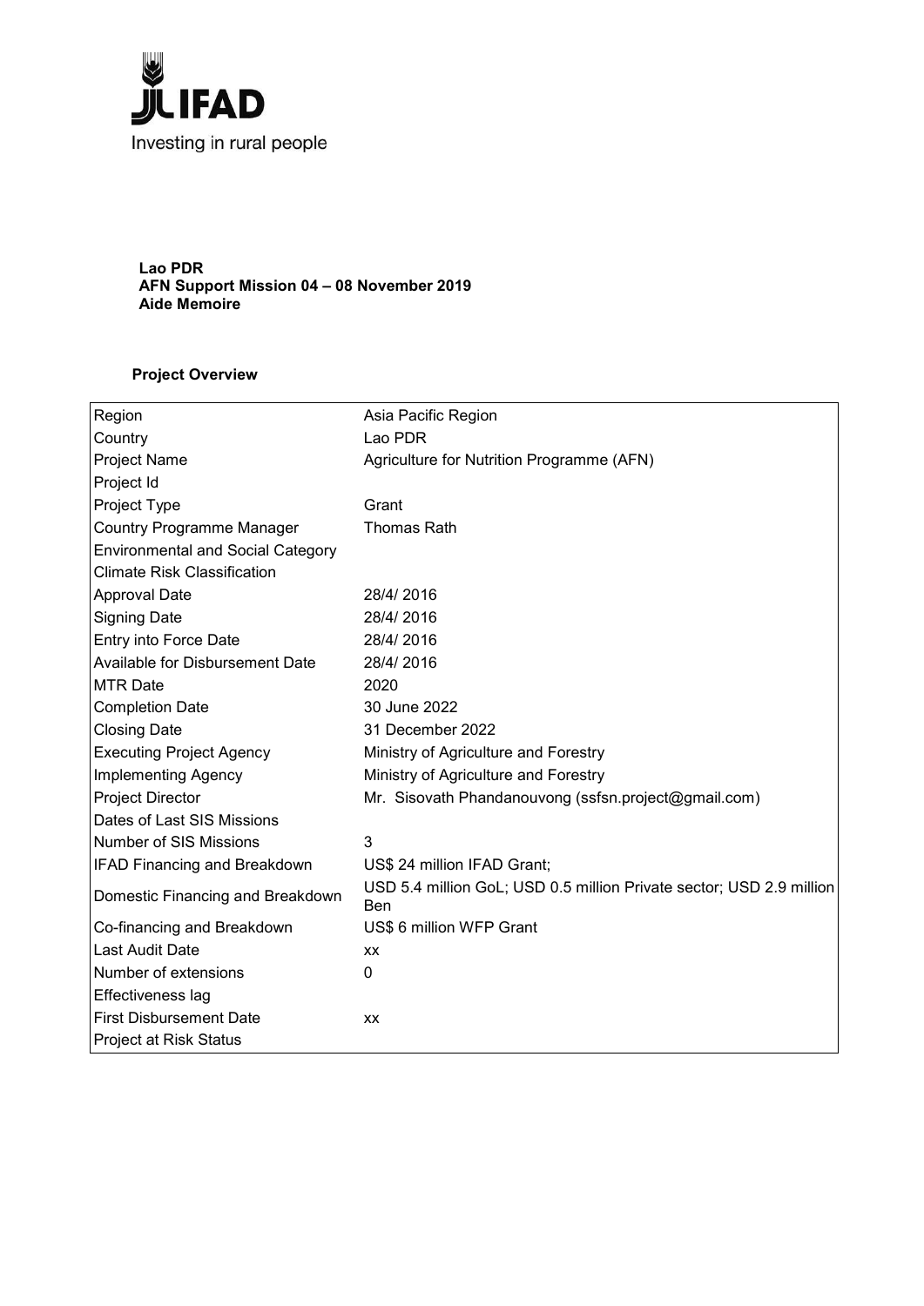IFAD

Investing in rural people

**Lao PDR**
**AFN Support Mission 04 – 08 November 2019**
**Aide Memoire**

**Project Overview**

| | |
|---|---|
| Region | Asia Pacific Region |
| Country | Lao PDR |
| Project Name | Agriculture for Nutrition Programme (AFN) |
| Project Id | |
| Project Type | Grant |
| Country Programme Manager | Thomas Rath |
| Environmental and Social Category | |
| Climate Risk Classification | |
| Approval Date | 28/4/ 2016 |
| Signing Date | 28/4/ 2016 |
| Entry into Force Date | 28/4/ 2016 |
| Available for Disbursement Date | 28/4/ 2016 |
| MTR Date | 2020 |
| Completion Date | 30 June 2022 |
| Closing Date | 31 December 2022 |
| Executing Project Agency | Ministry of Agriculture and Forestry |
| Implementing Agency | Ministry of Agriculture and Forestry |
| Project Director | Mr. Sisovath Phandanouvong (ssfsn.project@gmail.com) |
| Dates of Last SIS Missions | |
| Number of SIS Missions | 3 |
| IFAD Financing and Breakdown | US$ 24 million IFAD Grant; |
| Domestic Financing and Breakdown | USD 5.4 million GoL; USD 0.5 million Private sector; USD 2.9 million Ben |
| Co-financing and Breakdown | US$ 6 million WFP Grant |
| Last Audit Date | xx |
| Number of extensions | 0 |
| Effectiveness lag | |
| First Disbursement Date | xx |
| Project at Risk Status | |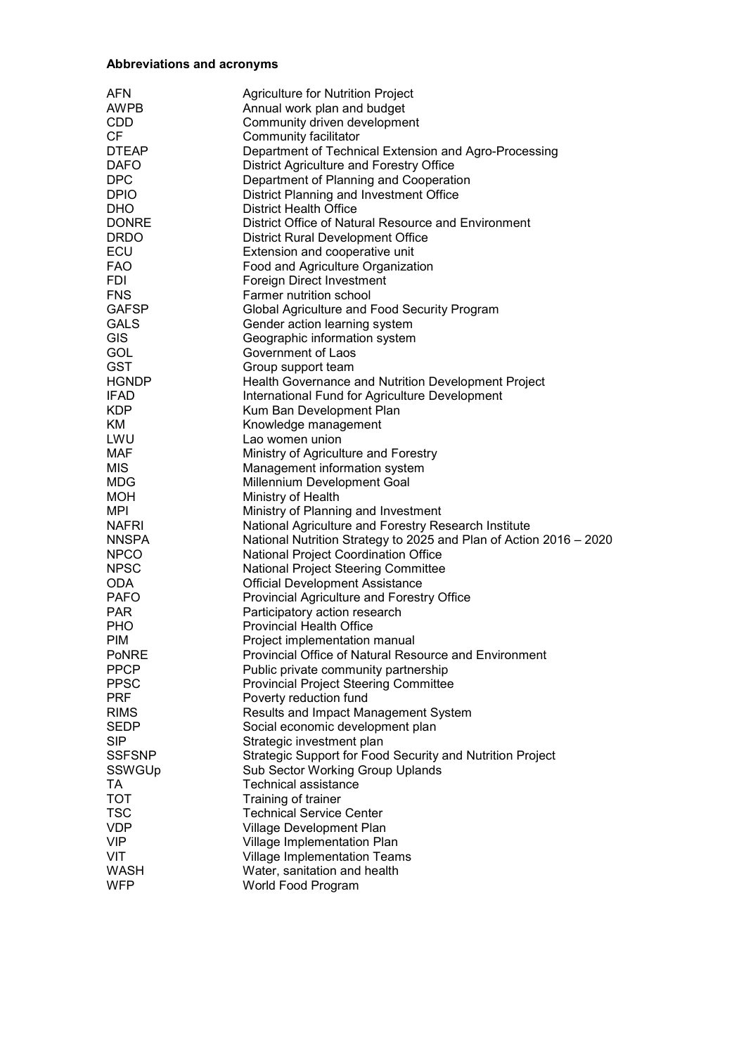**Abbreviations and acronyms**

| | |
|---|---|
| AFN | Agriculture for Nutrition Project |
| AWPB | Annual work plan and budget |
| CDD | Community driven development |
| CF | Community facilitator |
| DTEAP | Department of Technical Extension and Agro-Processing |
| DAFO | District Agriculture and Forestry Office |
| DPC | Department of Planning and Cooperation |
| DPIO | District Planning and Investment Office |
| DHO | District Health Office |
| DONRE | District Office of Natural Resource and Environment |
| DRDO | District Rural Development Office |
| ECU | Extension and cooperative unit |
| FAO | Food and Agriculture Organization |
| FDI | Foreign Direct Investment |
| FNS | Farmer nutrition school |
| GAFSP | Global Agriculture and Food Security Program |
| GALS | Gender action learning system |
| GIS | Geographic information system |
| GOL | Government of Laos |
| GST | Group support team |
| HGNDP | Health Governance and Nutrition Development Project |
| IFAD | International Fund for Agriculture Development |
| KDP | Kum Ban Development Plan |
| KM | Knowledge management |
| LWU | Lao women union |
| MAF | Ministry of Agriculture and Forestry |
| MIS | Management information system |
| MDG | Millennium Development Goal |
| MOH | Ministry of Health |
| MPI | Ministry of Planning and Investment |
| NAFRI | National Agriculture and Forestry Research Institute |
| NNSPA | National Nutrition Strategy to 2025 and Plan of Action 2016 – 2020 |
| NPCO | National Project Coordination Office |
| NPSC | National Project Steering Committee |
| ODA | Official Development Assistance |
| PAFO | Provincial Agriculture and Forestry Office |
| PAR | Participatory action research |
| PHO | Provincial Health Office |
| PIM | Project implementation manual |
| PoNRE | Provincial Office of Natural Resource and Environment |
| PPCP | Public private community partnership |
| PPSC | Provincial Project Steering Committee |
| PRF | Poverty reduction fund |
| RIMS | Results and Impact Management System |
| SEDP | Social economic development plan |
| SIP | Strategic investment plan |
| SSFSNP | Strategic Support for Food Security and Nutrition Project |
| SSWGUp | Sub Sector Working Group Uplands |
| TA | Technical assistance |
| TOT | Training of trainer |
| TSC | Technical Service Center |
| VDP | Village Development Plan |
| VIP | Village Implementation Plan |
| VIT | Village Implementation Teams |
| WASH | Water, sanitation and health |
| WFP | World Food Program |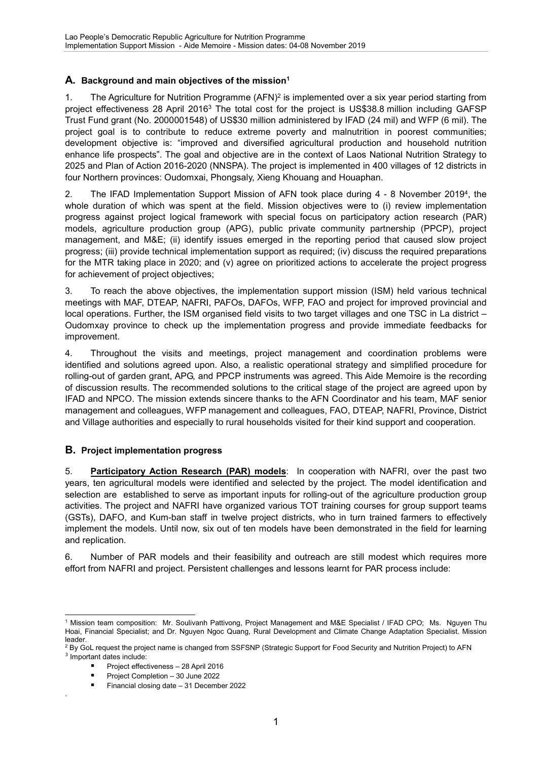## A. Background and main objectives of the mission[1]

1. The Agriculture for Nutrition Programme (AFN)[2] is implemented over a six year period starting from project effectiveness 28 April 2016[3] The total cost for the project is US$38.8 million including GAFSP Trust Fund grant (No. 2000001548) of US$30 million administered by IFAD (24 mil) and WFP (6 mil). The project goal is to contribute to reduce extreme poverty and malnutrition in poorest communities; development objective is: "improved and diversified agricultural production and household nutrition enhance life prospects". The goal and objective are in the context of Laos National Nutrition Strategy to 2025 and Plan of Action 2016-2020 (NNSPA). The project is implemented in 400 villages of 12 districts in four Northern provinces: Oudomxai, Phongsaly, Xieng Khouang and Houaphan.

2. The IFAD Implementation Support Mission of AFN took place during 4 - 8 November 2019[4], the whole duration of which was spent at the field. Mission objectives were to (i) review implementation progress against project logical framework with special focus on participatory action research (PAR) models, agriculture production group (APG), public private community partnership (PPCP), project management, and M&E; (ii) identify issues emerged in the reporting period that caused slow project progress; (iii) provide technical implementation support as required; (iv) discuss the required preparations for the MTR taking place in 2020; and (v) agree on prioritized actions to accelerate the project progress for achievement of project objectives;

3. To reach the above objectives, the implementation support mission (ISM) held various technical meetings with MAF, DTEAP, NAFRI, PAFOs, DAFOs, WFP, FAO and project for improved provincial and local operations. Further, the ISM organised field visits to two target villages and one TSC in La district – Oudomxay province to check up the implementation progress and provide immediate feedbacks for improvement.

4. Throughout the visits and meetings, project management and coordination problems were identified and solutions agreed upon. Also, a realistic operational strategy and simplified procedure for rolling-out of garden grant, APG, and PPCP instruments was agreed. This Aide Memoire is the recording of discussion results. The recommended solutions to the critical stage of the project are agreed upon by IFAD and NPCO. The mission extends sincere thanks to the AFN Coordinator and his team, MAF senior management and colleagues, WFP management and colleagues, FAO, DTEAP, NAFRI, Province, District and Village authorities and especially to rural households visited for their kind support and cooperation.

## B. Project implementation progress

5. **Participatory Action Research (PAR) models**: In cooperation with NAFRI, over the past two years, ten agricultural models were identified and selected by the project. The model identification and selection are established to serve as important inputs for rolling-out of the agriculture production group activities. The project and NAFRI have organized various TOT training courses for group support teams (GSTs), DAFO, and Kum-ban staff in twelve project districts, who in turn trained farmers to effectively implement the models. Until now, six out of ten models have been demonstrated in the field for learning and replication.

6. Number of PAR models and their feasibility and outreach are still modest which requires more effort from NAFRI and project. Persistent challenges and lessons learnt for PAR process include:

---

[1] Mission team composition: Mr. Soulivanh Pattivong, Project Management and M&E Specialist / IFAD CPO; Ms. Nguyen Thu Hoai, Financial Specialist; and Dr. Nguyen Ngoc Quang, Rural Development and Climate Change Adaptation Specialist. Mission leader.

[2] By GoL request the project name is changed from SSFSNP (Strategic Support for Food Security and Nutrition Project) to AFN

[3] Important dates include:

- Project effectiveness – 28 April 2016
- Project Completion – 30 June 2022
- Financial closing date – 31 December 2022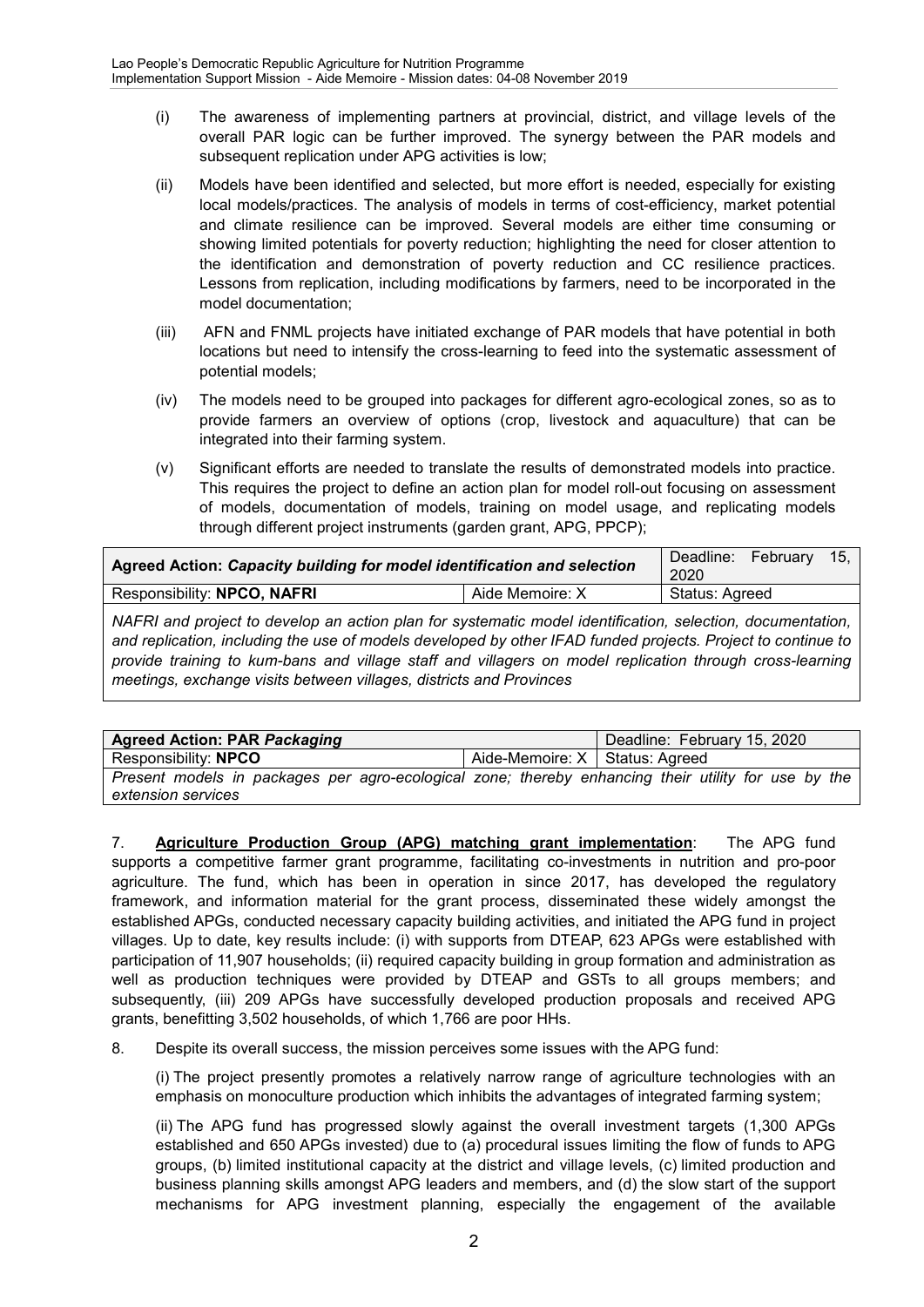(i) The awareness of implementing partners at provincial, district, and village levels of the overall PAR logic can be further improved. The synergy between the PAR models and subsequent replication under APG activities is low;

(ii) Models have been identified and selected, but more effort is needed, especially for existing local models/practices. The analysis of models in terms of cost-efficiency, market potential and climate resilience can be improved. Several models are either time consuming or showing limited potentials for poverty reduction; highlighting the need for closer attention to the identification and demonstration of poverty reduction and CC resilience practices. Lessons from replication, including modifications by farmers, need to be incorporated in the model documentation;

(iii) AFN and FNML projects have initiated exchange of PAR models that have potential in both locations but need to intensify the cross-learning to feed into the systematic assessment of potential models;

(iv) The models need to be grouped into packages for different agro-ecological zones, so as to provide farmers an overview of options (crop, livestock and aquaculture) that can be integrated into their farming system.

(v) Significant efforts are needed to translate the results of demonstrated models into practice. This requires the project to define an action plan for model roll-out focusing on assessment of models, documentation of models, training on model usage, and replicating models through different project instruments (garden grant, APG, PPCP);

| **Agreed Action:** ***Capacity building for model identification and selection*** | | Deadline: February 15, 2020 |
|---|---|---|
| Responsibility: **NPCO, NAFRI** | Aide Memoire: X | Status: Agreed |
| *NAFRI and project to develop an action plan for systematic model identification, selection, documentation, and replication, including the use of models developed by other IFAD funded projects. Project to continue to provide training to kum-bans and village staff and villagers on model replication through cross-learning meetings, exchange visits between villages, districts and Provinces* | | |

| **Agreed Action: PAR** ***Packaging*** | | Deadline: February 15, 2020 |
|---|---|---|
| Responsibility: **NPCO** | Aide-Memoire: X | Status: Agreed |
| *Present models in packages per agro-ecological zone; thereby enhancing their utility for use by the extension services* | | |

7. **Agriculture Production Group (APG) matching grant implementation**: The APG fund supports a competitive farmer grant programme, facilitating co-investments in nutrition and pro-poor agriculture. The fund, which has been in operation in since 2017, has developed the regulatory framework, and information material for the grant process, disseminated these widely amongst the established APGs, conducted necessary capacity building activities, and initiated the APG fund in project villages. Up to date, key results include: (i) with supports from DTEAP, 623 APGs were established with participation of 11,907 households; (ii) required capacity building in group formation and administration as well as production techniques were provided by DTEAP and GSTs to all groups members; and subsequently, (iii) 209 APGs have successfully developed production proposals and received APG grants, benefitting 3,502 households, of which 1,766 are poor HHs.

8. Despite its overall success, the mission perceives some issues with the APG fund:

(i) The project presently promotes a relatively narrow range of agriculture technologies with an emphasis on monoculture production which inhibits the advantages of integrated farming system;

(ii) The APG fund has progressed slowly against the overall investment targets (1,300 APGs established and 650 APGs invested) due to (a) procedural issues limiting the flow of funds to APG groups, (b) limited institutional capacity at the district and village levels, (c) limited production and business planning skills amongst APG leaders and members, and (d) the slow start of the support mechanisms for APG investment planning, especially the engagement of the available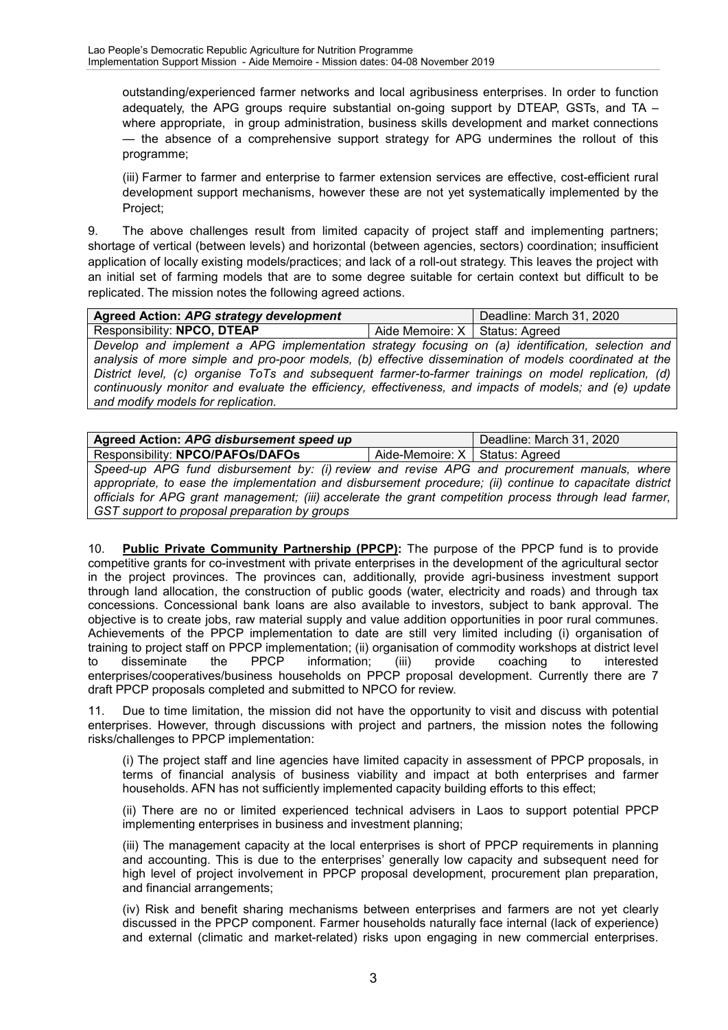outstanding/experienced farmer networks and local agribusiness enterprises. In order to function adequately, the APG groups require substantial on-going support by DTEAP, GSTs, and TA – where appropriate, in group administration, business skills development and market connections — the absence of a comprehensive support strategy for APG undermines the rollout of this programme;

(iii) Farmer to farmer and enterprise to farmer extension services are effective, cost-efficient rural development support mechanisms, however these are not yet systematically implemented by the Project;

9. The above challenges result from limited capacity of project staff and implementing partners; shortage of vertical (between levels) and horizontal (between agencies, sectors) coordination; insufficient application of locally existing models/practices; and lack of a roll-out strategy. This leaves the project with an initial set of farming models that are to some degree suitable for certain context but difficult to be replicated. The mission notes the following agreed actions.

| **Agreed Action: *APG strategy development*** | | Deadline: March 31, 2020 |
|---|---|---|
| Responsibility: **NPCO, DTEAP** | Aide Memoire: X | Status: Agreed |
| *Develop and implement a APG implementation strategy focusing on (a) identification, selection and analysis of more simple and pro-poor models, (b) effective dissemination of models coordinated at the District level, (c) organise ToTs and subsequent farmer-to-farmer trainings on model replication, (d) continuously monitor and evaluate the efficiency, effectiveness, and impacts of models; and (e) update and modify models for replication.* | | |

| **Agreed Action: *APG disbursement speed up*** | | Deadline: March 31, 2020 |
|---|---|---|
| Responsibility: **NPCO/PAFOs/DAFOs** | Aide-Memoire: X | Status: Agreed |
| *Speed-up APG fund disbursement by: (i) review and revise APG and procurement manuals, where appropriate, to ease the implementation and disbursement procedure; (ii) continue to capacitate district officials for APG grant management; (iii) accelerate the grant competition process through lead farmer, GST support to proposal preparation by groups* | | |

10. **Public Private Community Partnership (PPCP):** The purpose of the PPCP fund is to provide competitive grants for co-investment with private enterprises in the development of the agricultural sector in the project provinces. The provinces can, additionally, provide agri-business investment support through land allocation, the construction of public goods (water, electricity and roads) and through tax concessions. Concessional bank loans are also available to investors, subject to bank approval. The objective is to create jobs, raw material supply and value addition opportunities in poor rural communes. Achievements of the PPCP implementation to date are still very limited including (i) organisation of training to project staff on PPCP implementation; (ii) organisation of commodity workshops at district level to disseminate the PPCP information; (iii) provide coaching to interested enterprises/cooperatives/business households on PPCP proposal development. Currently there are 7 draft PPCP proposals completed and submitted to NPCO for review.

11. Due to time limitation, the mission did not have the opportunity to visit and discuss with potential enterprises. However, through discussions with project and partners, the mission notes the following risks/challenges to PPCP implementation:

(i) The project staff and line agencies have limited capacity in assessment of PPCP proposals, in terms of financial analysis of business viability and impact at both enterprises and farmer households. AFN has not sufficiently implemented capacity building efforts to this effect;

(ii) There are no or limited experienced technical advisers in Laos to support potential PPCP implementing enterprises in business and investment planning;

(iii) The management capacity at the local enterprises is short of PPCP requirements in planning and accounting. This is due to the enterprises' generally low capacity and subsequent need for high level of project involvement in PPCP proposal development, procurement plan preparation, and financial arrangements;

(iv) Risk and benefit sharing mechanisms between enterprises and farmers are not yet clearly discussed in the PPCP component. Farmer households naturally face internal (lack of experience) and external (climatic and market-related) risks upon engaging in new commercial enterprises.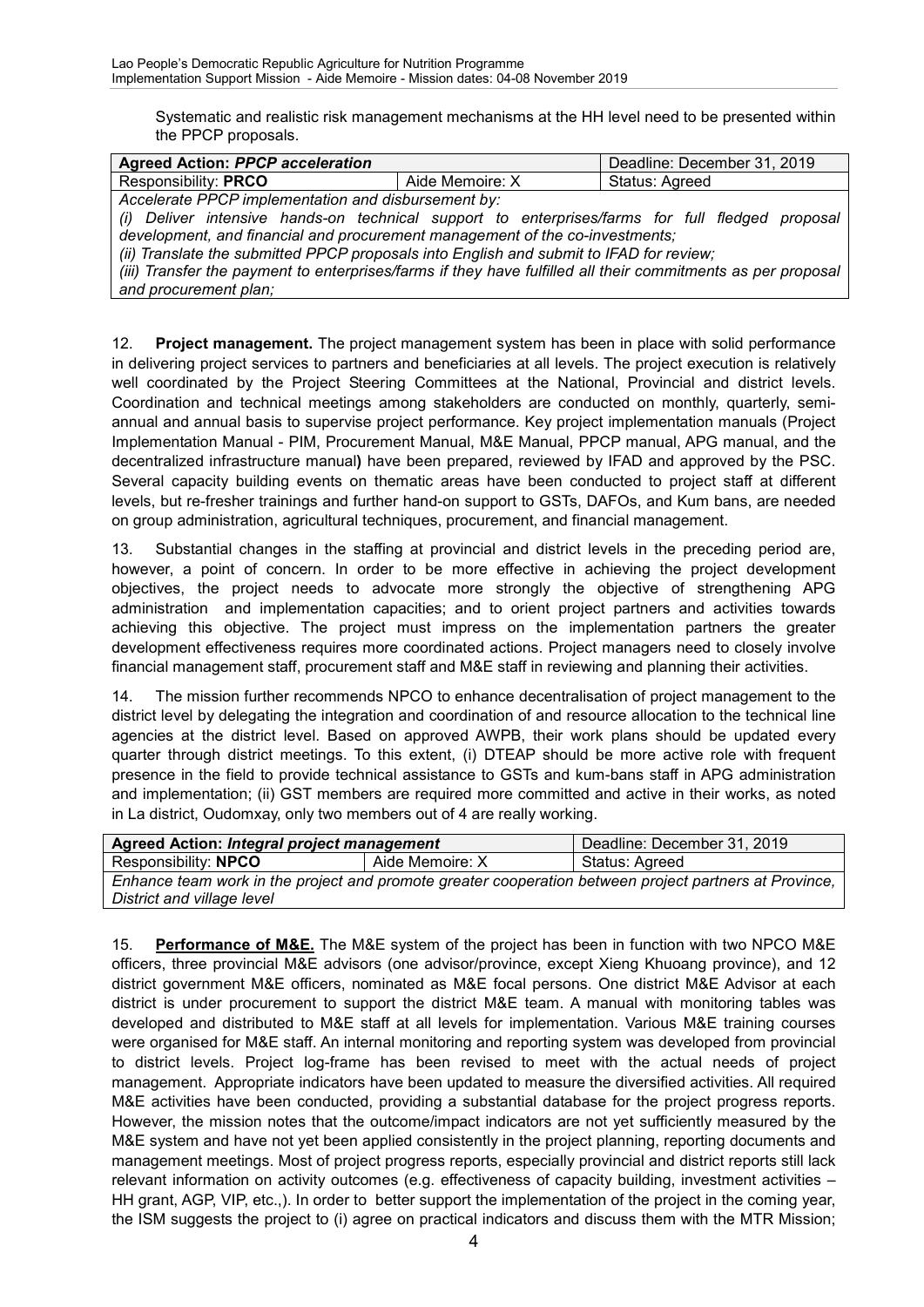Systematic and realistic risk management mechanisms at the HH level need to be presented within the PPCP proposals.

| **Agreed Action:** ***PPCP acceleration*** | | Deadline: December 31, 2019 |
|---|---|---|
| Responsibility: **PRCO** | Aide Memoire: X | Status: Agreed |
| *Accelerate PPCP implementation and disbursement by:*<br>*(i) Deliver intensive hands-on technical support to enterprises/farms for full fledged proposal development, and financial and procurement management of the co-investments;*<br>*(ii) Translate the submitted PPCP proposals into English and submit to IFAD for review;*<br>*(iii) Transfer the payment to enterprises/farms if they have fulfilled all their commitments as per proposal and procurement plan;* | | |

12. **Project management.** The project management system has been in place with solid performance in delivering project services to partners and beneficiaries at all levels. The project execution is relatively well coordinated by the Project Steering Committees at the National, Provincial and district levels. Coordination and technical meetings among stakeholders are conducted on monthly, quarterly, semi-annual and annual basis to supervise project performance. Key project implementation manuals (Project Implementation Manual - PIM, Procurement Manual, M&E Manual, PPCP manual, APG manual, and the decentralized infrastructure manual**)** have been prepared, reviewed by IFAD and approved by the PSC. Several capacity building events on thematic areas have been conducted to project staff at different levels, but re-fresher trainings and further hand-on support to GSTs, DAFOs, and Kum bans, are needed on group administration, agricultural techniques, procurement, and financial management.

13. Substantial changes in the staffing at provincial and district levels in the preceding period are, however, a point of concern. In order to be more effective in achieving the project development objectives, the project needs to advocate more strongly the objective of strengthening APG administration and implementation capacities; and to orient project partners and activities towards achieving this objective. The project must impress on the implementation partners the greater development effectiveness requires more coordinated actions. Project managers need to closely involve financial management staff, procurement staff and M&E staff in reviewing and planning their activities.

14. The mission further recommends NPCO to enhance decentralisation of project management to the district level by delegating the integration and coordination of and resource allocation to the technical line agencies at the district level. Based on approved AWPB, their work plans should be updated every quarter through district meetings. To this extent, (i) DTEAP should be more active role with frequent presence in the field to provide technical assistance to GSTs and kum-bans staff in APG administration and implementation; (ii) GST members are required more committed and active in their works, as noted in La district, Oudomxay, only two members out of 4 are really working.

| **Agreed Action:** ***Integral project management*** | | Deadline: December 31, 2019 |
|---|---|---|
| Responsibility: **NPCO** | Aide Memoire: X | Status: Agreed |
| *Enhance team work in the project and promote greater cooperation between project partners at Province, District and village level* | | |

15. **Performance of M&E.** The M&E system of the project has been in function with two NPCO M&E officers, three provincial M&E advisors (one advisor/province, except Xieng Khuoang province), and 12 district government M&E officers, nominated as M&E focal persons. One district M&E Advisor at each district is under procurement to support the district M&E team. A manual with monitoring tables was developed and distributed to M&E staff at all levels for implementation. Various M&E training courses were organised for M&E staff. An internal monitoring and reporting system was developed from provincial to district levels. Project log-frame has been revised to meet with the actual needs of project management. Appropriate indicators have been updated to measure the diversified activities. All required M&E activities have been conducted, providing a substantial database for the project progress reports. However, the mission notes that the outcome/impact indicators are not yet sufficiently measured by the M&E system and have not yet been applied consistently in the project planning, reporting documents and management meetings. Most of project progress reports, especially provincial and district reports still lack relevant information on activity outcomes (e.g. effectiveness of capacity building, investment activities – HH grant, AGP, VIP, etc.,). In order to better support the implementation of the project in the coming year, the ISM suggests the project to (i) agree on practical indicators and discuss them with the MTR Mission;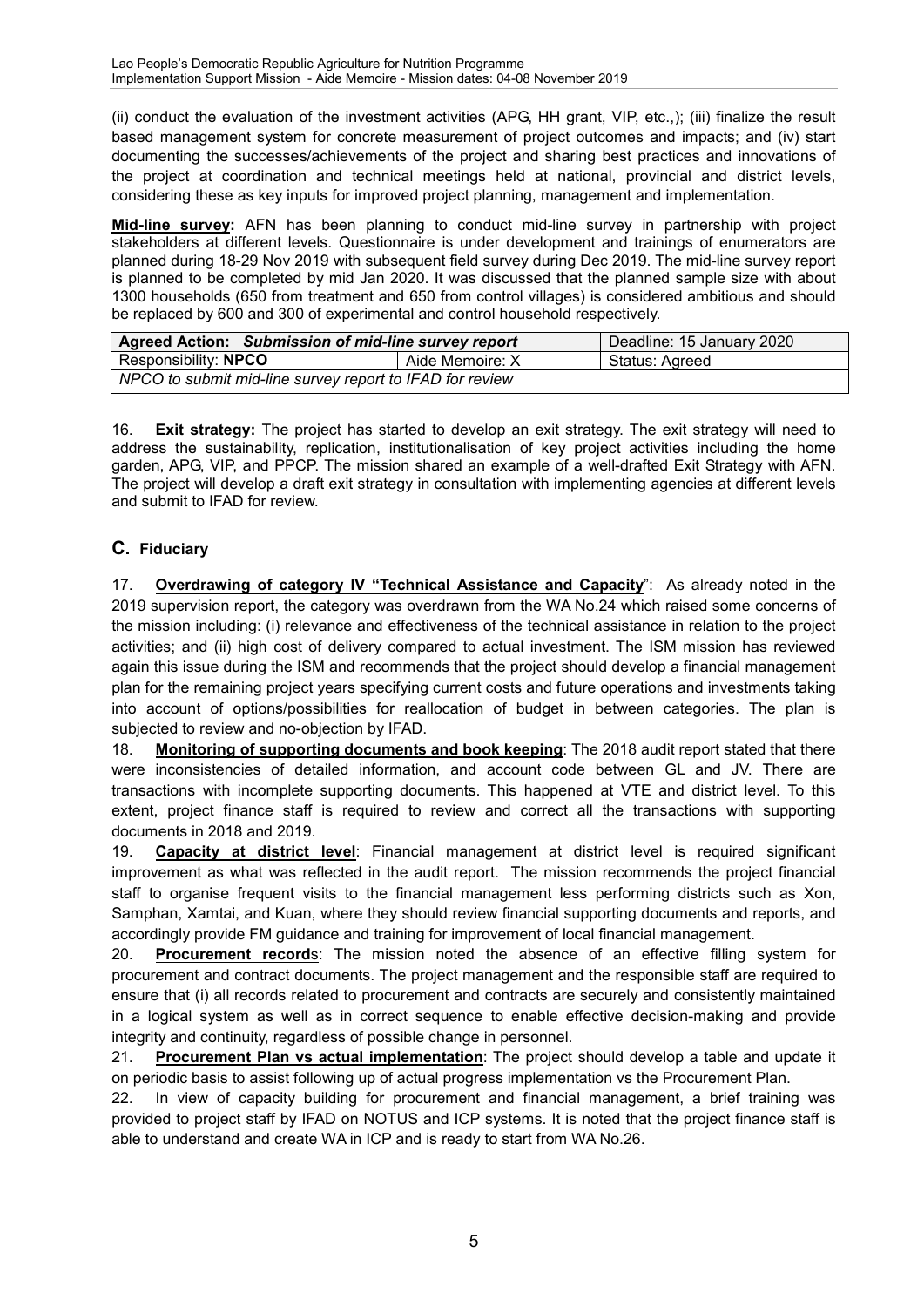(ii) conduct the evaluation of the investment activities (APG, HH grant, VIP, etc.,); (iii) finalize the result based management system for concrete measurement of project outcomes and impacts; and (iv) start documenting the successes/achievements of the project and sharing best practices and innovations of the project at coordination and technical meetings held at national, provincial and district levels, considering these as key inputs for improved project planning, management and implementation.

**Mid-line survey:** AFN has been planning to conduct mid-line survey in partnership with project stakeholders at different levels. Questionnaire is under development and trainings of enumerators are planned during 18-29 Nov 2019 with subsequent field survey during Dec 2019. The mid-line survey report is planned to be completed by mid Jan 2020. It was discussed that the planned sample size with about 1300 households (650 from treatment and 650 from control villages) is considered ambitious and should be replaced by 600 and 300 of experimental and control household respectively.

| **Agreed Action:** ***Submission of mid-line survey report*** | | Deadline: 15 January 2020 |
|---|---|---|
| Responsibility: **NPCO** | Aide Memoire: X | Status: Agreed |
| *NPCO to submit mid-line survey report to IFAD for review* | | |

16. **Exit strategy:** The project has started to develop an exit strategy. The exit strategy will need to address the sustainability, replication, institutionalisation of key project activities including the home garden, APG, VIP, and PPCP. The mission shared an example of a well-drafted Exit Strategy with AFN. The project will develop a draft exit strategy in consultation with implementing agencies at different levels and submit to IFAD for review.

## C. Fiduciary

17. **Overdrawing of category IV "Technical Assistance and Capacity"**: As already noted in the 2019 supervision report, the category was overdrawn from the WA No.24 which raised some concerns of the mission including: (i) relevance and effectiveness of the technical assistance in relation to the project activities; and (ii) high cost of delivery compared to actual investment. The ISM mission has reviewed again this issue during the ISM and recommends that the project should develop a financial management plan for the remaining project years specifying current costs and future operations and investments taking into account of options/possibilities for reallocation of budget in between categories. The plan is subjected to review and no-objection by IFAD.

18. **Monitoring of supporting documents and book keeping**: The 2018 audit report stated that there were inconsistencies of detailed information, and account code between GL and JV. There are transactions with incomplete supporting documents. This happened at VTE and district level. To this extent, project finance staff is required to review and correct all the transactions with supporting documents in 2018 and 2019.

19. **Capacity at district level**: Financial management at district level is required significant improvement as what was reflected in the audit report. The mission recommends the project financial staff to organise frequent visits to the financial management less performing districts such as Xon, Samphan, Xamtai, and Kuan, where they should review financial supporting documents and reports, and accordingly provide FM guidance and training for improvement of local financial management.

20. **Procurement records**: The mission noted the absence of an effective filling system for procurement and contract documents. The project management and the responsible staff are required to ensure that (i) all records related to procurement and contracts are securely and consistently maintained in a logical system as well as in correct sequence to enable effective decision-making and provide integrity and continuity, regardless of possible change in personnel.

21. **Procurement Plan vs actual implementation**: The project should develop a table and update it on periodic basis to assist following up of actual progress implementation vs the Procurement Plan.

22. In view of capacity building for procurement and financial management, a brief training was provided to project staff by IFAD on NOTUS and ICP systems. It is noted that the project finance staff is able to understand and create WA in ICP and is ready to start from WA No.26.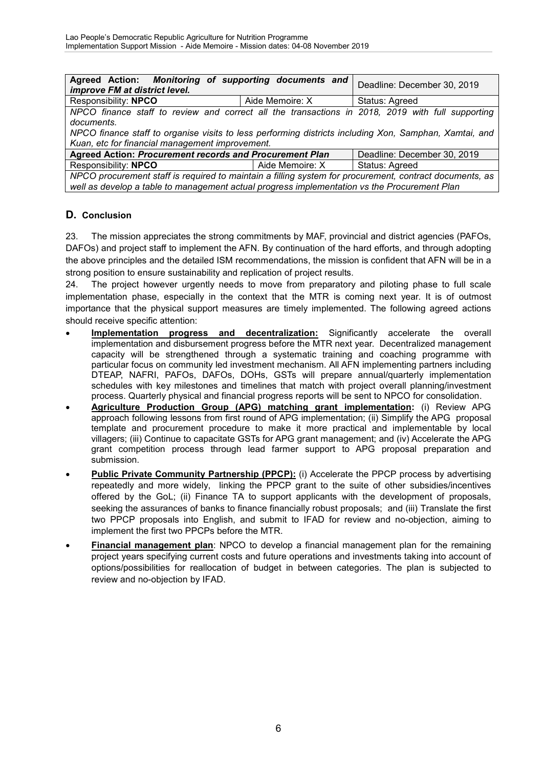| | | |
|---|---|---|
| **Agreed Action:** ***Monitoring of supporting documents and improve FM at district level.*** | | Deadline: December 30, 2019 |
| Responsibility: **NPCO** | Aide Memoire: X | Status: Agreed |
| *NPCO finance staff to review and correct all the transactions in 2018, 2019 with full supporting documents.*<br>*NPCO finance staff to organise visits to less performing districts including Xon, Samphan, Xamtai, and Kuan, etc for financial management improvement.* | | |
| **Agreed Action:** ***Procurement records and Procurement Plan*** | | Deadline: December 30, 2019 |
| Responsibility: **NPCO** | Aide Memoire: X | Status: Agreed |
| *NPCO procurement staff is required to maintain a filling system for procurement, contract documents, as well as develop a table to management actual progress implementation vs the Procurement Plan* | | |

## D. Conclusion

23. The mission appreciates the strong commitments by MAF, provincial and district agencies (PAFOs, DAFOs) and project staff to implement the AFN. By continuation of the hard efforts, and through adopting the above principles and the detailed ISM recommendations, the mission is confident that AFN will be in a strong position to ensure sustainability and replication of project results.

24. The project however urgently needs to move from preparatory and piloting phase to full scale implementation phase, especially in the context that the MTR is coming next year. It is of outmost importance that the physical support measures are timely implemented. The following agreed actions should receive specific attention:

- **Implementation progress and decentralization:** Significantly accelerate the overall implementation and disbursement progress before the MTR next year. Decentralized management capacity will be strengthened through a systematic training and coaching programme with particular focus on community led investment mechanism. All AFN implementing partners including DTEAP, NAFRI, PAFOs, DAFOs, DOHs, GSTs will prepare annual/quarterly implementation schedules with key milestones and timelines that match with project overall planning/investment process. Quarterly physical and financial progress reports will be sent to NPCO for consolidation.
- **Agriculture Production Group (APG) matching grant implementation:** (i) Review APG approach following lessons from first round of APG implementation; (ii) Simplify the APG proposal template and procurement procedure to make it more practical and implementable by local villagers; (iii) Continue to capacitate GSTs for APG grant management; and (iv) Accelerate the APG grant competition process through lead farmer support to APG proposal preparation and submission.
- **Public Private Community Partnership (PPCP):** (i) Accelerate the PPCP process by advertising repeatedly and more widely, linking the PPCP grant to the suite of other subsidies/incentives offered by the GoL; (ii) Finance TA to support applicants with the development of proposals, seeking the assurances of banks to finance financially robust proposals; and (iii) Translate the first two PPCP proposals into English, and submit to IFAD for review and no-objection, aiming to implement the first two PPCPs before the MTR.
- **Financial management plan**: NPCO to develop a financial management plan for the remaining project years specifying current costs and future operations and investments taking into account of options/possibilities for reallocation of budget in between categories. The plan is subjected to review and no-objection by IFAD.